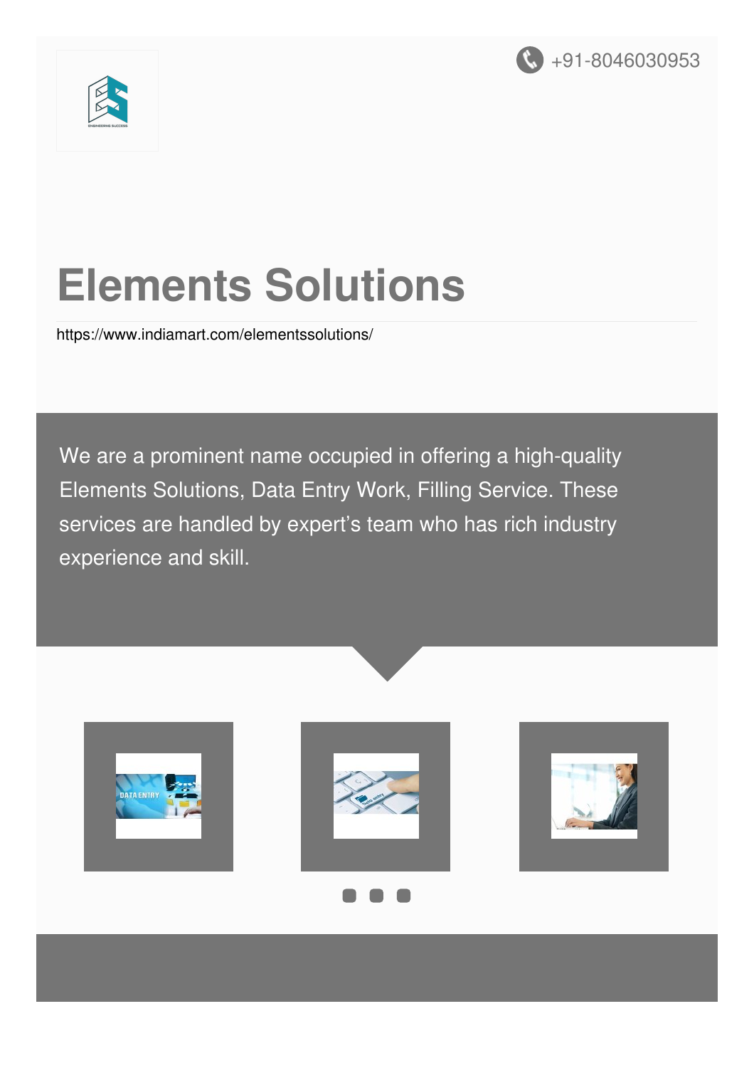+91-8046030953

# Elements Solutions

https://www.indiamart.com/elementssolutions/

We are a prominent name occupied in offering a high-quality Elements Solutions, Data Entry Work, Filling Service. These services are handled by expert's team who has rich industry experience and skill.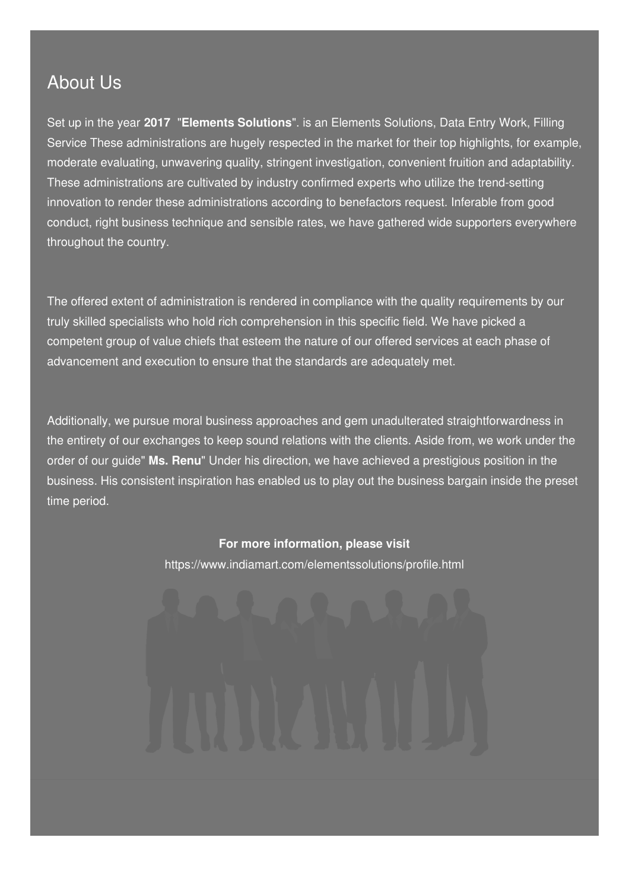## About Us

Set up in the year **2017** "**Elements Solutions**". is an Elements Solutions, Data Entry Work, Filling Service These administrations are hugely respected in the market for their top highlights, for example, moderate evaluating, unwavering quality, stringent investigation, convenient fruition and adaptability. These administrations are cultivated by industry confirmed experts who utilize the trend-setting innovation to render these administrations according to benefactors request. Inferable from good conduct, right business technique and sensible rates, we have gathered wide supporters everywhere throughout the country.

The offered extent of administration is rendered in compliance with the quality requirements by our truly skilled specialists who hold rich comprehension in this specific field. We have picked a competent group of value chiefs that esteem the nature of our offered services at each phase of advancement and execution to ensure that the standards are adequately met.

Additionally, we pursue moral business approaches and gem unadulterated straightforwardness in the entirety of our exchanges to keep sound relations with the clients. Aside from, we work under the order of our guide" **Ms. Renu**" Under his direction, we have achieved a prestigious position in the business. His consistent inspiration has enabled us to play out the business bargain inside the preset time period.

**For more information, please visit**

https://www.indiamart.com/elementssolutions/profile.html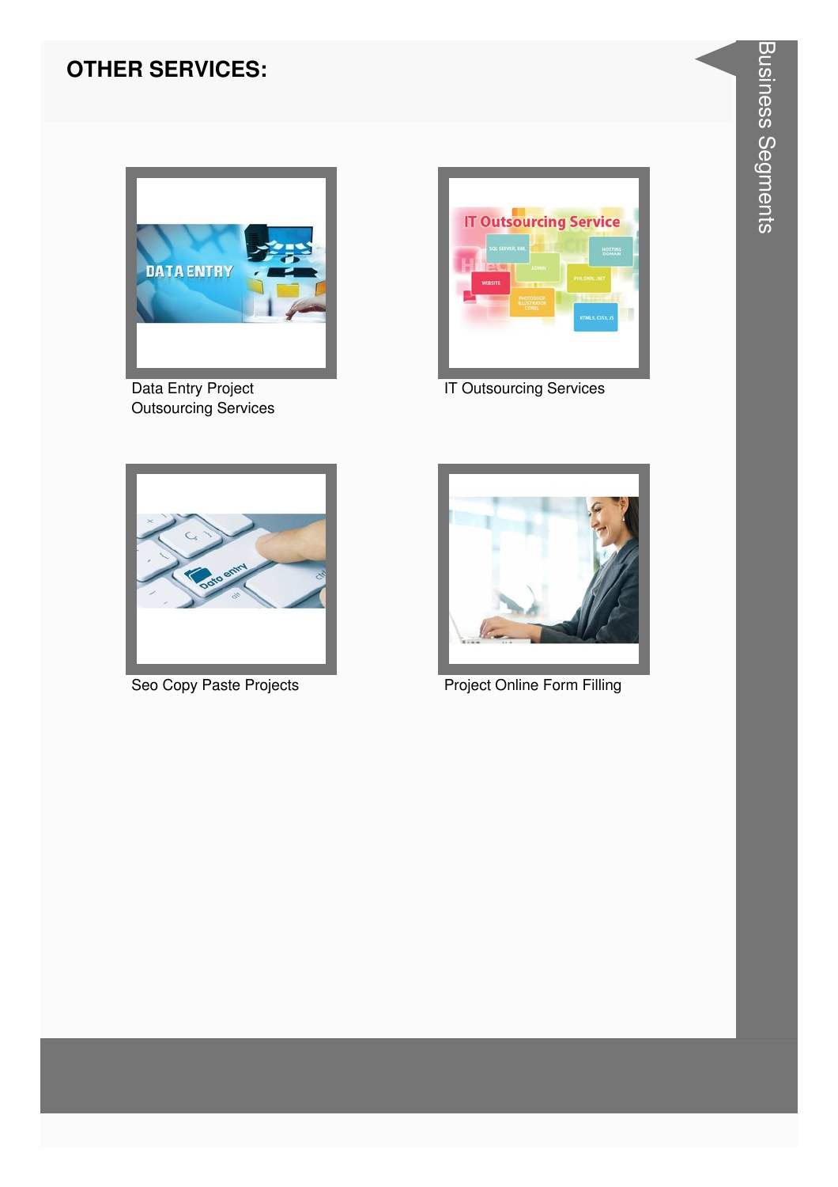## OTHER SERVICES:

Data Entry Project Outsourcing Services

IT Outsourcing Services

Seo Copy Paste Projects

Project Online Form Filling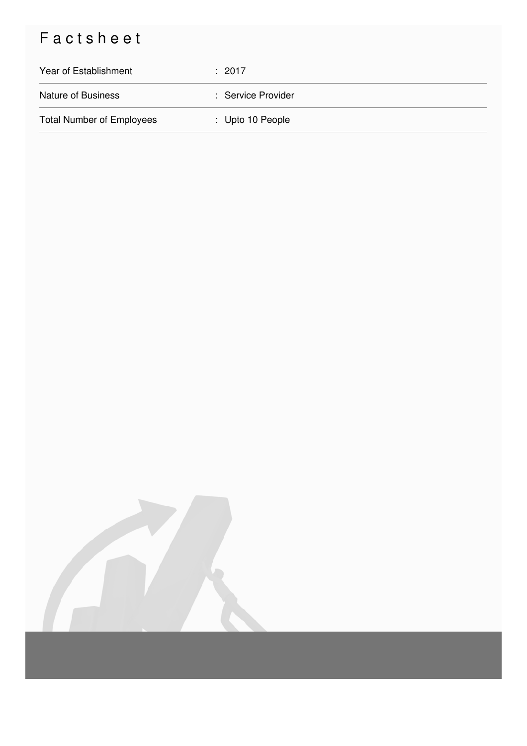# Factsheet

| | |
|---|---|
| Year of Establishment | : 2017 |
| Nature of Business | : Service Provider |
| Total Number of Employees | : Upto 10 People |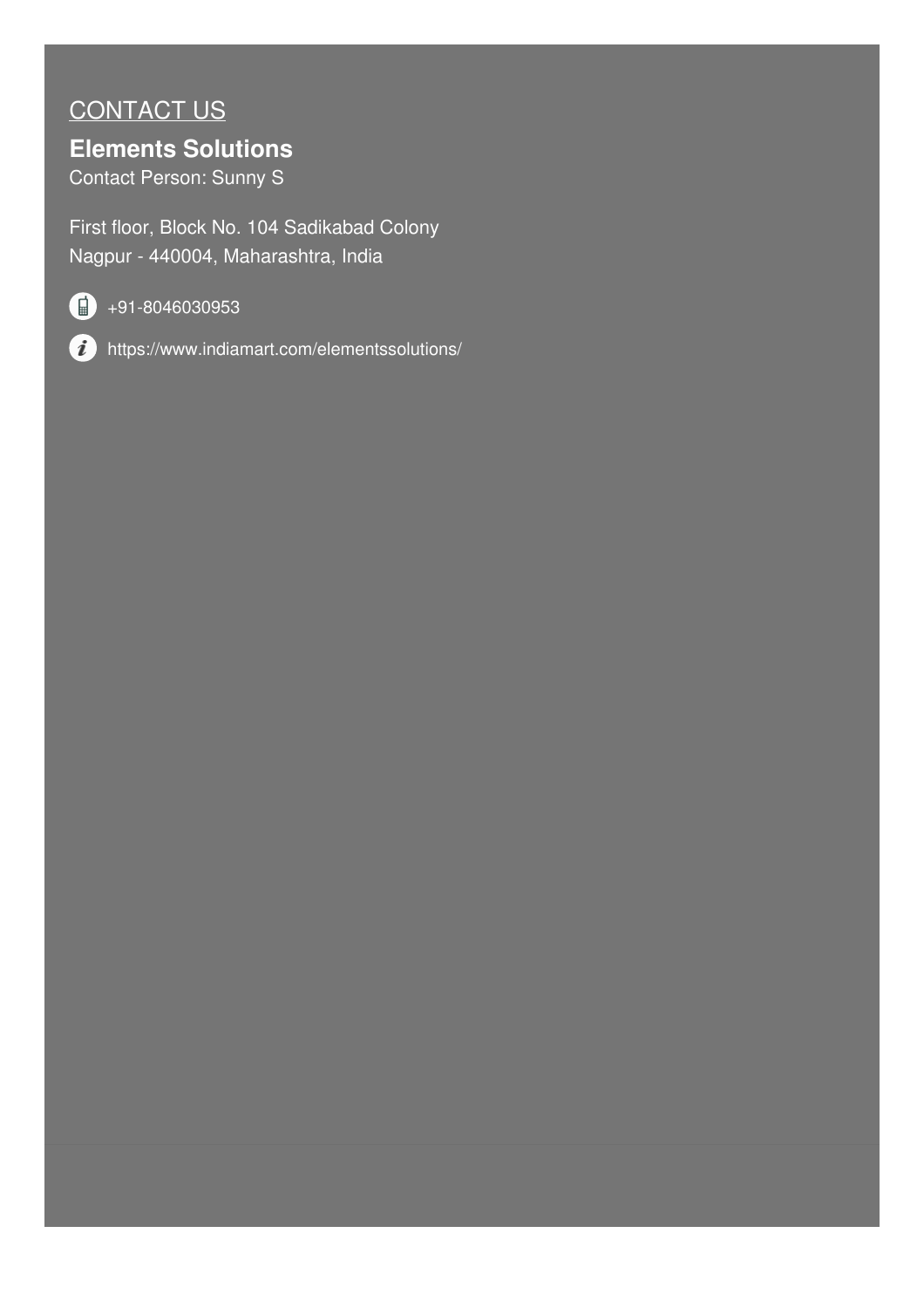## CONTACT US

### Elements Solutions

Contact Person: Sunny S

First floor, Block No. 104 Sadikabad Colony
Nagpur - 440004, Maharashtra, India

+91-8046030953

https://www.indiamart.com/elementssolutions/